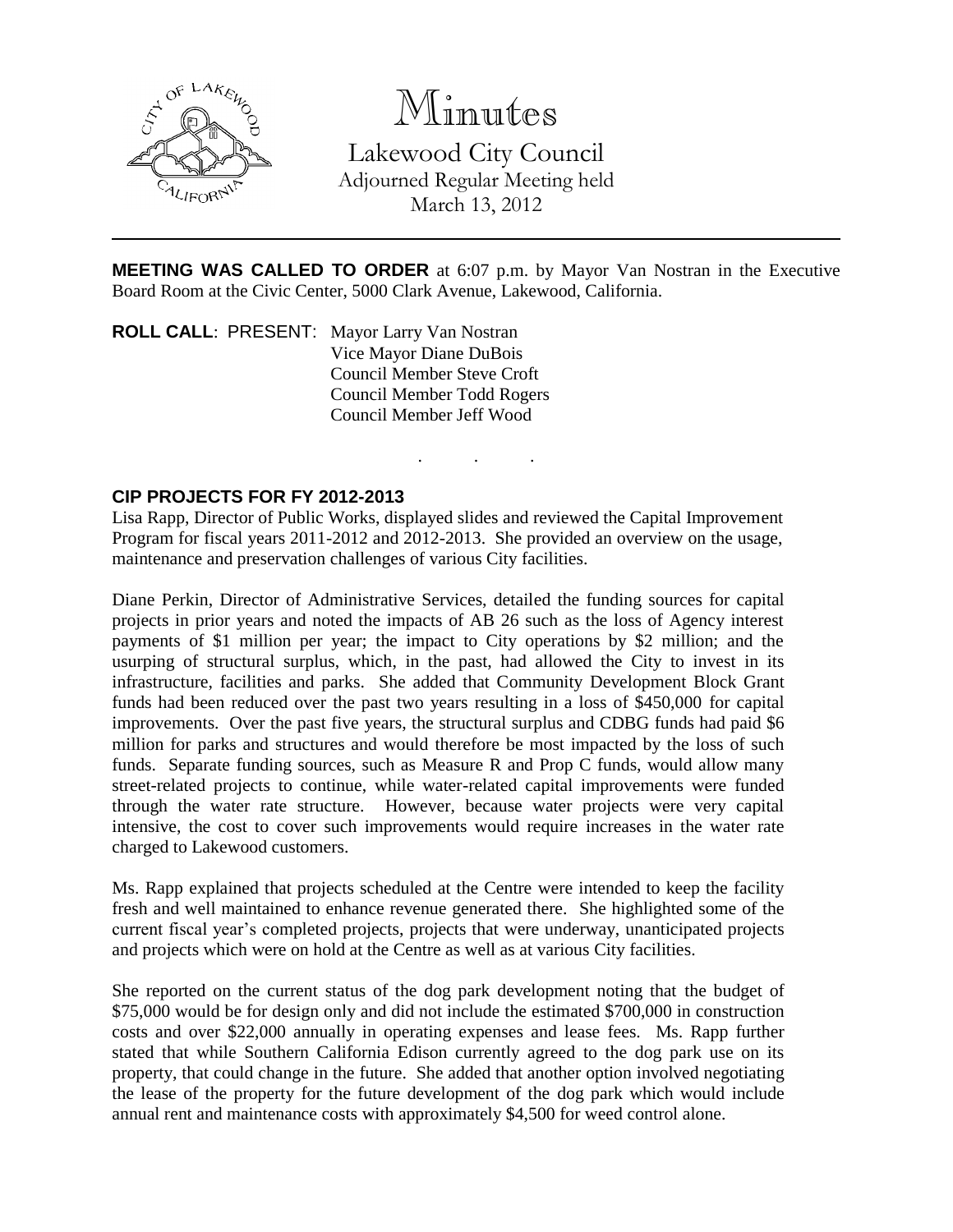# Minutes

## Lakewood City Council

Adjourned Regular Meeting held
March 13, 2012

---

**MEETING WAS CALLED TO ORDER** at 6:07 p.m. by Mayor Van Nostran in the Executive Board Room at the Civic Center, 5000 Clark Avenue, Lakewood, California.

**ROLL CALL**: PRESENT: Mayor Larry Van Nostran
Vice Mayor Diane DuBois
Council Member Steve Croft
Council Member Todd Rogers
Council Member Jeff Wood

. . .

**CIP PROJECTS FOR FY 2012-2013**

Lisa Rapp, Director of Public Works, displayed slides and reviewed the Capital Improvement Program for fiscal years 2011-2012 and 2012-2013. She provided an overview on the usage, maintenance and preservation challenges of various City facilities.

Diane Perkin, Director of Administrative Services, detailed the funding sources for capital projects in prior years and noted the impacts of AB 26 such as the loss of Agency interest payments of $1 million per year; the impact to City operations by $2 million; and the usurping of structural surplus, which, in the past, had allowed the City to invest in its infrastructure, facilities and parks. She added that Community Development Block Grant funds had been reduced over the past two years resulting in a loss of $450,000 for capital improvements. Over the past five years, the structural surplus and CDBG funds had paid $6 million for parks and structures and would therefore be most impacted by the loss of such funds. Separate funding sources, such as Measure R and Prop C funds, would allow many street-related projects to continue, while water-related capital improvements were funded through the water rate structure. However, because water projects were very capital intensive, the cost to cover such improvements would require increases in the water rate charged to Lakewood customers.

Ms. Rapp explained that projects scheduled at the Centre were intended to keep the facility fresh and well maintained to enhance revenue generated there. She highlighted some of the current fiscal year's completed projects, projects that were underway, unanticipated projects and projects which were on hold at the Centre as well as at various City facilities.

She reported on the current status of the dog park development noting that the budget of $75,000 would be for design only and did not include the estimated $700,000 in construction costs and over $22,000 annually in operating expenses and lease fees. Ms. Rapp further stated that while Southern California Edison currently agreed to the dog park use on its property, that could change in the future. She added that another option involved negotiating the lease of the property for the future development of the dog park which would include annual rent and maintenance costs with approximately $4,500 for weed control alone.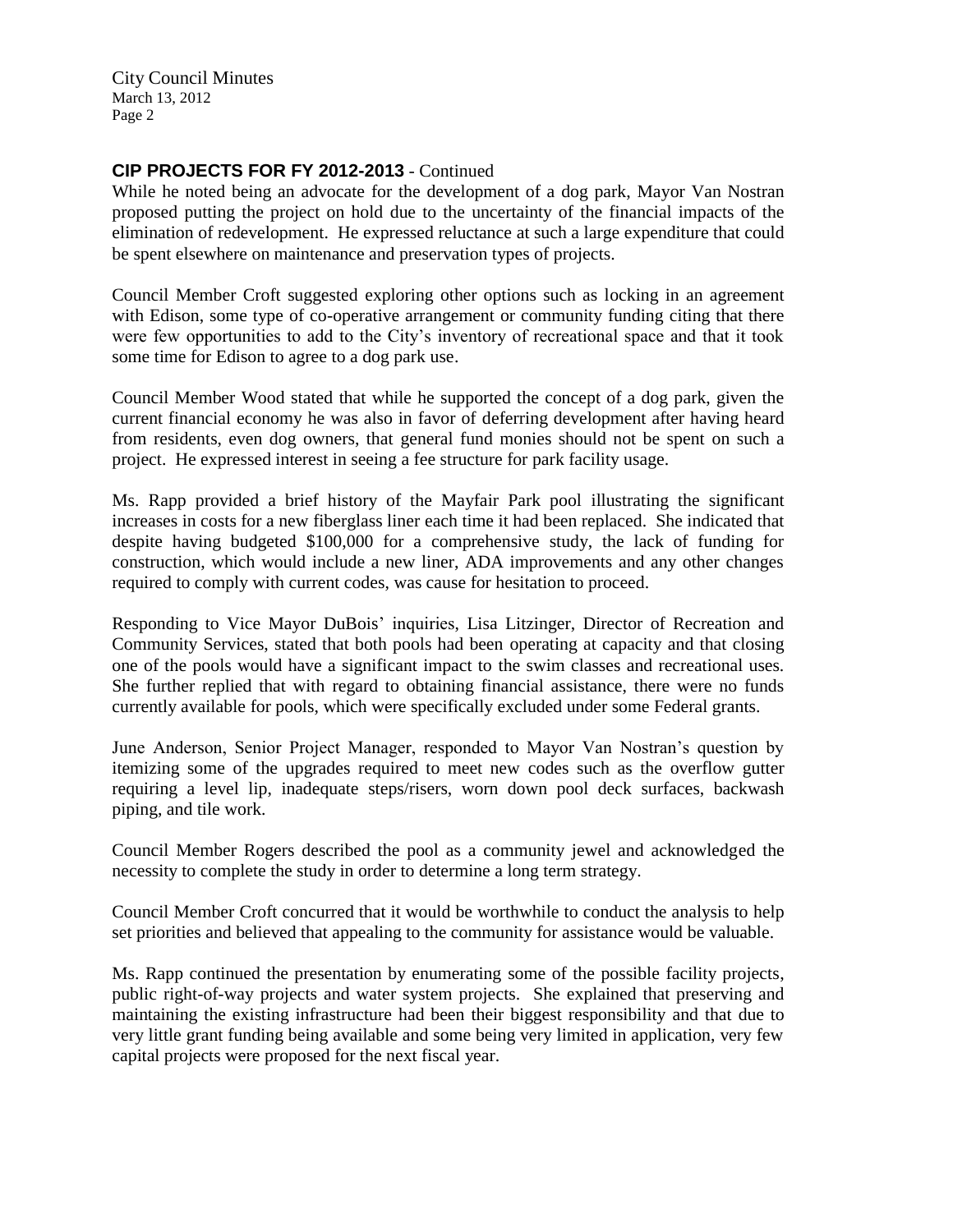## CIP PROJECTS FOR FY 2012-2013 - Continued

While he noted being an advocate for the development of a dog park, Mayor Van Nostran proposed putting the project on hold due to the uncertainty of the financial impacts of the elimination of redevelopment. He expressed reluctance at such a large expenditure that could be spent elsewhere on maintenance and preservation types of projects.

Council Member Croft suggested exploring other options such as locking in an agreement with Edison, some type of co-operative arrangement or community funding citing that there were few opportunities to add to the City's inventory of recreational space and that it took some time for Edison to agree to a dog park use.

Council Member Wood stated that while he supported the concept of a dog park, given the current financial economy he was also in favor of deferring development after having heard from residents, even dog owners, that general fund monies should not be spent on such a project. He expressed interest in seeing a fee structure for park facility usage.

Ms. Rapp provided a brief history of the Mayfair Park pool illustrating the significant increases in costs for a new fiberglass liner each time it had been replaced. She indicated that despite having budgeted $100,000 for a comprehensive study, the lack of funding for construction, which would include a new liner, ADA improvements and any other changes required to comply with current codes, was cause for hesitation to proceed.

Responding to Vice Mayor DuBois' inquiries, Lisa Litzinger, Director of Recreation and Community Services, stated that both pools had been operating at capacity and that closing one of the pools would have a significant impact to the swim classes and recreational uses. She further replied that with regard to obtaining financial assistance, there were no funds currently available for pools, which were specifically excluded under some Federal grants.

June Anderson, Senior Project Manager, responded to Mayor Van Nostran's question by itemizing some of the upgrades required to meet new codes such as the overflow gutter requiring a level lip, inadequate steps/risers, worn down pool deck surfaces, backwash piping, and tile work.

Council Member Rogers described the pool as a community jewel and acknowledged the necessity to complete the study in order to determine a long term strategy.

Council Member Croft concurred that it would be worthwhile to conduct the analysis to help set priorities and believed that appealing to the community for assistance would be valuable.

Ms. Rapp continued the presentation by enumerating some of the possible facility projects, public right-of-way projects and water system projects. She explained that preserving and maintaining the existing infrastructure had been their biggest responsibility and that due to very little grant funding being available and some being very limited in application, very few capital projects were proposed for the next fiscal year.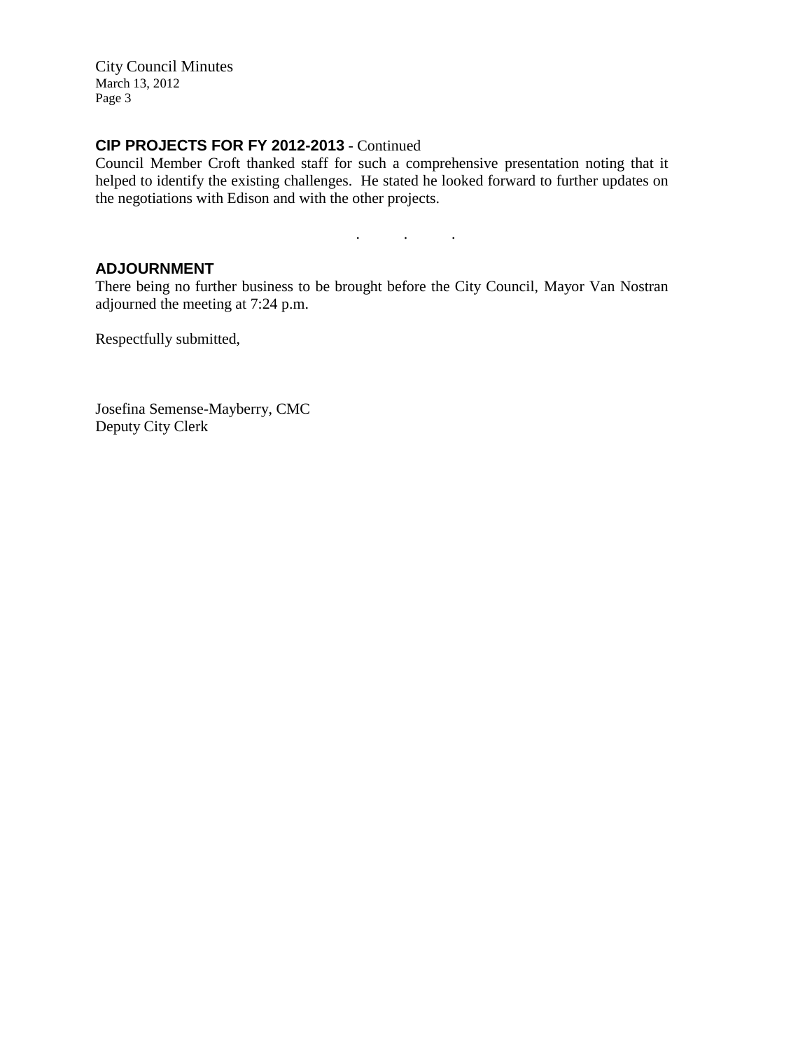## CIP PROJECTS FOR FY 2012-2013 - Continued

Council Member Croft thanked staff for such a comprehensive presentation noting that it helped to identify the existing challenges. He stated he looked forward to further updates on the negotiations with Edison and with the other projects.

. . .

## ADJOURNMENT

There being no further business to be brought before the City Council, Mayor Van Nostran adjourned the meeting at 7:24 p.m.

Respectfully submitted,

Josefina Semense-Mayberry, CMC
Deputy City Clerk